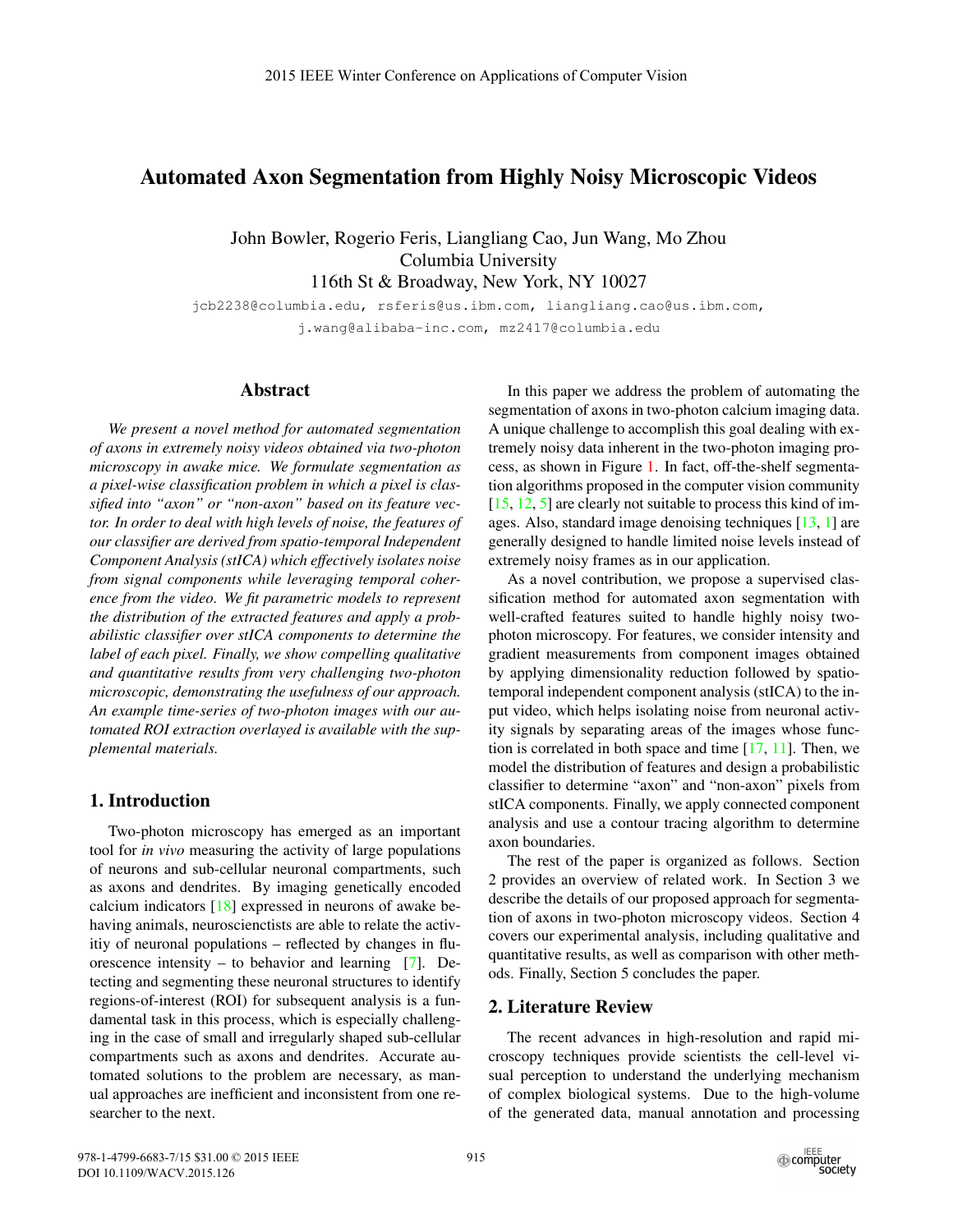# Automated Axon Segmentation from Highly Noisy Microscopic Videos

John Bowler, Rogerio Feris, Liangliang Cao, Jun Wang, Mo Zhou
Columbia University
116th St & Broadway, New York, NY 10027

jcb2238@columbia.edu, rsferis@us.ibm.com, liangliang.cao@us.ibm.com, j.wang@alibaba-inc.com, mz2417@columbia.edu

## Abstract

*We present a novel method for automated segmentation of axons in extremely noisy videos obtained via two-photon microscopy in awake mice. We formulate segmentation as a pixel-wise classification problem in which a pixel is classified into "axon" or "non-axon" based on its feature vector. In order to deal with high levels of noise, the features of our classifier are derived from spatio-temporal Independent Component Analysis (stICA) which effectively isolates noise from signal components while leveraging temporal coherence from the video. We fit parametric models to represent the distribution of the extracted features and apply a probabilistic classifier over stICA components to determine the label of each pixel. Finally, we show compelling qualitative and quantitative results from very challenging two-photon microscopic, demonstrating the usefulness of our approach. An example time-series of two-photon images with our automated ROI extraction overlayed is available with the supplemental materials.*

## 1. Introduction

Two-photon microscopy has emerged as an important tool for *in vivo* measuring the activity of large populations of neurons and sub-cellular neuronal compartments, such as axons and dendrites. By imaging genetically encoded calcium indicators [18] expressed in neurons of awake behaving animals, neuroscienctists are able to relate the activitiy of neuronal populations – reflected by changes in fluorescence intensity – to behavior and learning [7]. Detecting and segmenting these neuronal structures to identify regions-of-interest (ROI) for subsequent analysis is a fundamental task in this process, which is especially challenging in the case of small and irregularly shaped sub-cellular compartments such as axons and dendrites. Accurate automated solutions to the problem are necessary, as manual approaches are inefficient and inconsistent from one researcher to the next.

In this paper we address the problem of automating the segmentation of axons in two-photon calcium imaging data. A unique challenge to accomplish this goal dealing with extremely noisy data inherent in the two-photon imaging process, as shown in Figure 1. In fact, off-the-shelf segmentation algorithms proposed in the computer vision community [15, 12, 5] are clearly not suitable to process this kind of images. Also, standard image denoising techniques [13, 1] are generally designed to handle limited noise levels instead of extremely noisy frames as in our application.

As a novel contribution, we propose a supervised classification method for automated axon segmentation with well-crafted features suited to handle highly noisy two-photon microscopy. For features, we consider intensity and gradient measurements from component images obtained by applying dimensionality reduction followed by spatio-temporal independent component analysis (stICA) to the input video, which helps isolating noise from neuronal activity signals by separating areas of the images whose function is correlated in both space and time [17, 11]. Then, we model the distribution of features and design a probabilistic classifier to determine "axon" and "non-axon" pixels from stICA components. Finally, we apply connected component analysis and use a contour tracing algorithm to determine axon boundaries.

The rest of the paper is organized as follows. Section 2 provides an overview of related work. In Section 3 we describe the details of our proposed approach for segmentation of axons in two-photon microscopy videos. Section 4 covers our experimental analysis, including qualitative and quantitative results, as well as comparison with other methods. Finally, Section 5 concludes the paper.

## 2. Literature Review

The recent advances in high-resolution and rapid microscopy techniques provide scientists the cell-level visual perception to understand the underlying mechanism of complex biological systems. Due to the high-volume of the generated data, manual annotation and processing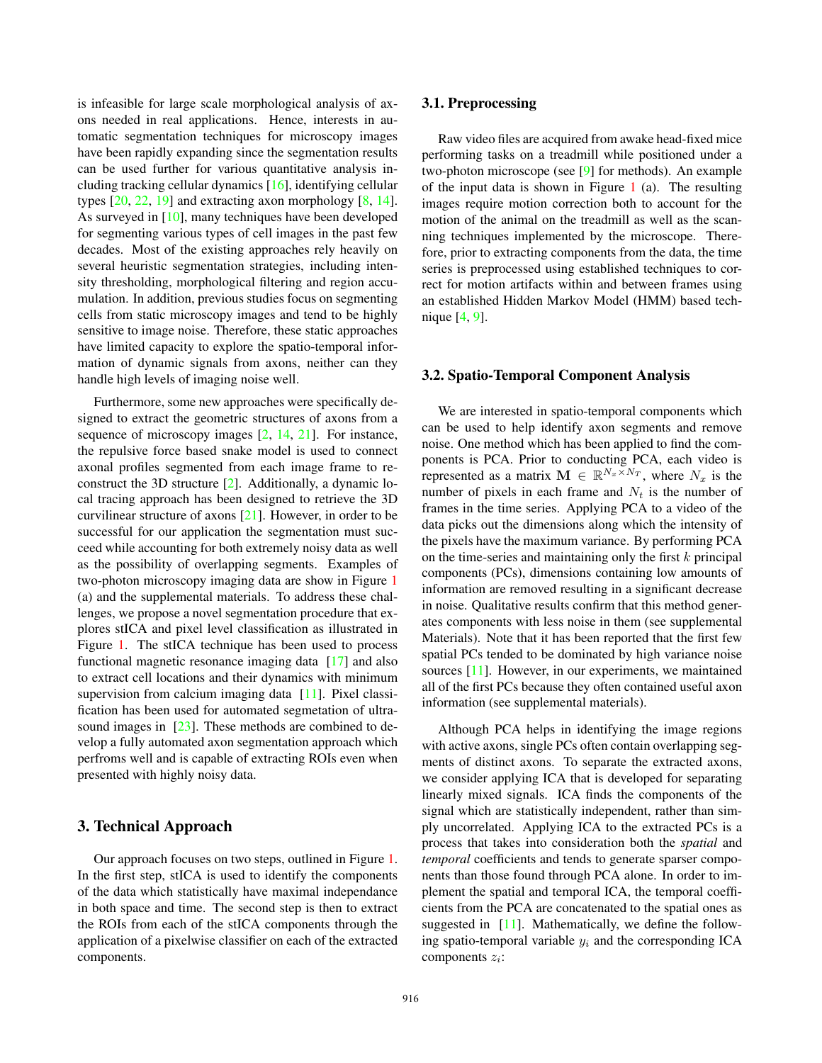is infeasible for large scale morphological analysis of axons needed in real applications. Hence, interests in automatic segmentation techniques for microscopy images have been rapidly expanding since the segmentation results can be used further for various quantitative analysis including tracking cellular dynamics [16], identifying cellular types [20, 22, 19] and extracting axon morphology [8, 14]. As surveyed in [10], many techniques have been developed for segmenting various types of cell images in the past few decades. Most of the existing approaches rely heavily on several heuristic segmentation strategies, including intensity thresholding, morphological filtering and region accumulation. In addition, previous studies focus on segmenting cells from static microscopy images and tend to be highly sensitive to image noise. Therefore, these static approaches have limited capacity to explore the spatio-temporal information of dynamic signals from axons, neither can they handle high levels of imaging noise well.

Furthermore, some new approaches were specifically designed to extract the geometric structures of axons from a sequence of microscopy images [2, 14, 21]. For instance, the repulsive force based snake model is used to connect axonal profiles segmented from each image frame to reconstruct the 3D structure [2]. Additionally, a dynamic local tracing approach has been designed to retrieve the 3D curvilinear structure of axons [21]. However, in order to be successful for our application the segmentation must succeed while accounting for both extremely noisy data as well as the possibility of overlapping segments. Examples of two-photon microscopy imaging data are show in Figure 1 (a) and the supplemental materials. To address these challenges, we propose a novel segmentation procedure that explores stICA and pixel level classification as illustrated in Figure 1. The stICA technique has been used to process functional magnetic resonance imaging data [17] and also to extract cell locations and their dynamics with minimum supervision from calcium imaging data [11]. Pixel classification has been used for automated segmetation of ultrasound images in [23]. These methods are combined to develop a fully automated axon segmentation approach which perfroms well and is capable of extracting ROIs even when presented with highly noisy data.

# 3. Technical Approach

Our approach focuses on two steps, outlined in Figure 1. In the first step, stICA is used to identify the components of the data which statistically have maximal independance in both space and time. The second step is then to extract the ROIs from each of the stICA components through the application of a pixelwise classifier on each of the extracted components.

## 3.1. Preprocessing

Raw video files are acquired from awake head-fixed mice performing tasks on a treadmill while positioned under a two-photon microscope (see [9] for methods). An example of the input data is shown in Figure 1 (a). The resulting images require motion correction both to account for the motion of the animal on the treadmill as well as the scanning techniques implemented by the microscope. Therefore, prior to extracting components from the data, the time series is preprocessed using established techniques to correct for motion artifacts within and between frames using an established Hidden Markov Model (HMM) based technique [4, 9].

## 3.2. Spatio-Temporal Component Analysis

We are interested in spatio-temporal components which can be used to help identify axon segments and remove noise. One method which has been applied to find the components is PCA. Prior to conducting PCA, each video is represented as a matrix $\mathbf{M} \in \mathbb{R}^{N_x \times N_T}$, where $N_x$ is the number of pixels in each frame and $N_t$ is the number of frames in the time series. Applying PCA to a video of the data picks out the dimensions along which the intensity of the pixels have the maximum variance. By performing PCA on the time-series and maintaining only the first $k$ principal components (PCs), dimensions containing low amounts of information are removed resulting in a significant decrease in noise. Qualitative results confirm that this method generates components with less noise in them (see supplemental Materials). Note that it has been reported that the first few spatial PCs tended to be dominated by high variance noise sources [11]. However, in our experiments, we maintained all of the first PCs because they often contained useful axon information (see supplemental materials).

Although PCA helps in identifying the image regions with active axons, single PCs often contain overlapping segments of distinct axons. To separate the extracted axons, we consider applying ICA that is developed for separating linearly mixed signals. ICA finds the components of the signal which are statistically independent, rather than simply uncorrelated. Applying ICA to the extracted PCs is a process that takes into consideration both the *spatial* and *temporal* coefficients and tends to generate sparser components than those found through PCA alone. In order to implement the spatial and temporal ICA, the temporal coefficients from the PCA are concatenated to the spatial ones as suggested in [11]. Mathematically, we define the following spatio-temporal variable $y_i$ and the corresponding ICA components $z_i$: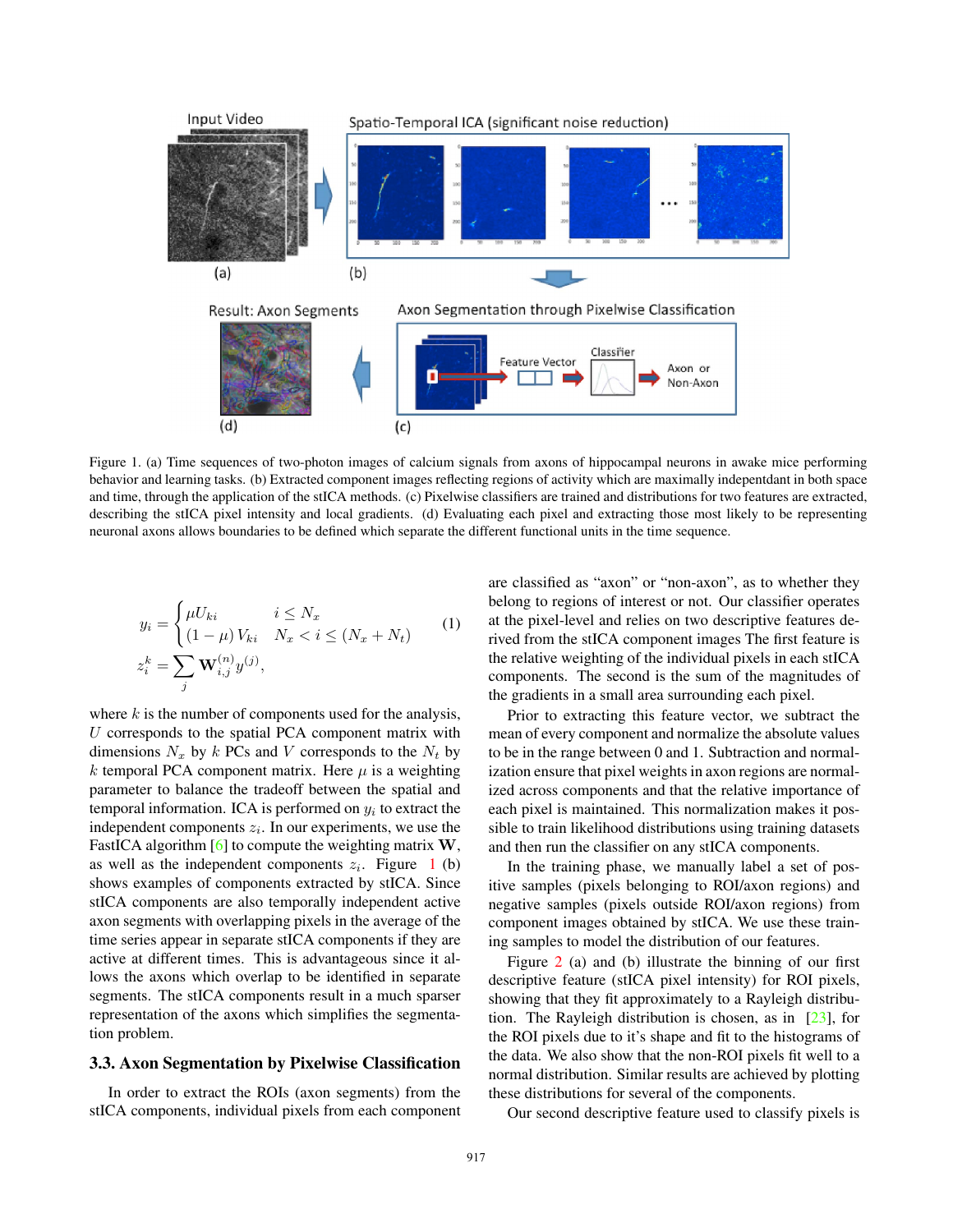Input Video

Spatio-Temporal ICA (significant noise reduction)

(a)

(b)

Result: Axon Segments

Axon Segmentation through Pixelwise Classification

Feature Vector

Classifier

Axon or Non-Axon

(d)

(c)

Figure 1. (a) Time sequences of two-photon images of calcium signals from axons of hippocampal neurons in awake mice performing behavior and learning tasks. (b) Extracted component images reflecting regions of activity which are maximally independtant in both space and time, through the application of the stICA methods. (c) Pixelwise classifiers are trained and distributions for two features are extracted, describing the stICA pixel intensity and local gradients. (d) Evaluating each pixel and extracting those most likely to be representing neuronal axons allows boundaries to be defined which separate the different functional units in the time sequence.

$$
y_i = \begin{cases} \mu U_{ki} & i \leq N_x \\ (1-\mu)\, V_{ki} & N_x < i \leq (N_x + N_t) \end{cases} \tag{1}
$$

$$
z_i^k = \sum_j \mathbf{W}_{i,j}^{(n)} y^{(j)},
$$

where $k$ is the number of components used for the analysis, $U$ corresponds to the spatial PCA component matrix with dimensions $N_x$ by $k$ PCs and $V$ corresponds to the $N_t$ by $k$ temporal PCA component matrix. Here $\mu$ is a weighting parameter to balance the tradeoff between the spatial and temporal information. ICA is performed on $y_i$ to extract the independent components $z_i$. In our experiments, we use the FastICA algorithm [6] to compute the weighting matrix $\mathbf{W}$, as well as the independent components $z_i$. Figure 1 (b) shows examples of components extracted by stICA. Since stICA components are also temporally independent active axon segments with overlapping pixels in the average of the time series appear in separate stICA components if they are active at different times. This is advantageous since it allows the axons which overlap to be identified in separate segments. The stICA components result in a much sparser representation of the axons which simplifies the segmentation problem.

### 3.3. Axon Segmentation by Pixelwise Classification

In order to extract the ROIs (axon segments) from the stICA components, individual pixels from each component are classified as "axon" or "non-axon", as to whether they belong to regions of interest or not. Our classifier operates at the pixel-level and relies on two descriptive features derived from the stICA component images The first feature is the relative weighting of the individual pixels in each stICA components. The second is the sum of the magnitudes of the gradients in a small area surrounding each pixel.

Prior to extracting this feature vector, we subtract the mean of every component and normalize the absolute values to be in the range between 0 and 1. Subtraction and normalization ensure that pixel weights in axon regions are normalized across components and that the relative importance of each pixel is maintained. This normalization makes it possible to train likelihood distributions using training datasets and then run the classifier on any stICA components.

In the training phase, we manually label a set of positive samples (pixels belonging to ROI/axon regions) and negative samples (pixels outside ROI/axon regions) from component images obtained by stICA. We use these training samples to model the distribution of our features.

Figure 2 (a) and (b) illustrate the binning of our first descriptive feature (stICA pixel intensity) for ROI pixels, showing that they fit approximately to a Rayleigh distribution. The Rayleigh distribution is chosen, as in [23], for the ROI pixels due to it's shape and fit to the histograms of the data. We also show that the non-ROI pixels fit well to a normal distribution. Similar results are achieved by plotting these distributions for several of the components.

Our second descriptive feature used to classify pixels is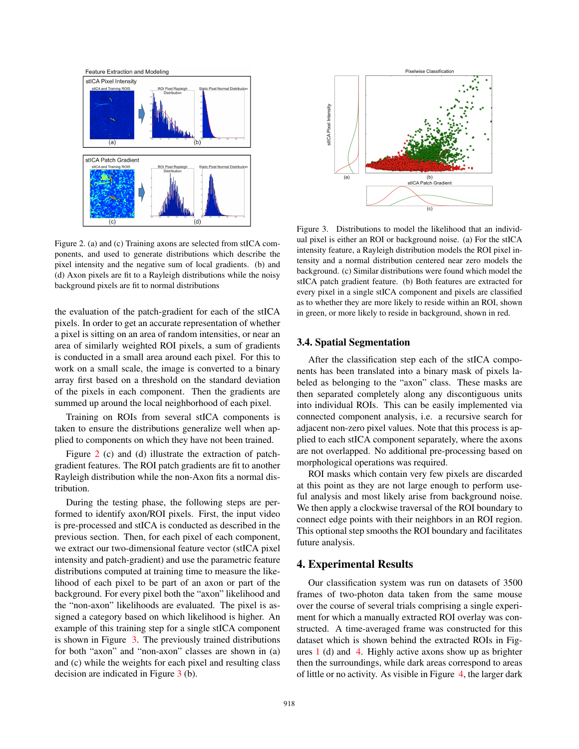Feature Extraction and Modeling

stICA Pixel Intensity

stICA and Training ROIS

ROI Pixel Rayleigh Distribution

Static Pixel Normal Distribution

(a)

(b)

stICA Patch Gradient

stICA and Training ROIS

ROI Pixel Rayleigh Distribution

Static Pixel Normal Distribution

(c)

(d)

Figure 2. (a) and (c) Training axons are selected from stICA components, and used to generate distributions which describe the pixel intensity and the negative sum of local gradients. (b) and (d) Axon pixels are fit to a Rayleigh distributions while the noisy background pixels are fit to normal distributions

the evaluation of the patch-gradient for each of the stICA pixels. In order to get an accurate representation of whether a pixel is sitting on an area of random intensities, or near an area of similarly weighted ROI pixels, a sum of gradients is conducted in a small area around each pixel. For this to work on a small scale, the image is converted to a binary array first based on a threshold on the standard deviation of the pixels in each component. Then the gradients are summed up around the local neighborhood of each pixel.

Training on ROIs from several stICA components is taken to ensure the distributions generalize well when applied to components on which they have not been trained.

Figure 2 (c) and (d) illustrate the extraction of patch-gradient features. The ROI patch gradients are fit to another Rayleigh distribution while the non-Axon fits a normal distribution.

During the testing phase, the following steps are performed to identify axon/ROI pixels. First, the input video is pre-processed and stICA is conducted as described in the previous section. Then, for each pixel of each component, we extract our two-dimensional feature vector (stICA pixel intensity and patch-gradient) and use the parametric feature distributions computed at training time to measure the likelihood of each pixel to be part of an axon or part of the background. For every pixel both the "axon" likelihood and the "non-axon" likelihoods are evaluated. The pixel is assigned a category based on which likelihood is higher. An example of this training step for a single stICA component is shown in Figure 3. The previously trained distributions for both "axon" and "non-axon" classes are shown in (a) and (c) while the weights for each pixel and resulting class decision are indicated in Figure 3 (b).

Pixelwise Classification

stICA Pixel Intensity

(a)

(b)

stICA Patch Gradient

(c)

Figure 3. Distributions to model the likelihood that an individual pixel is either an ROI or background noise. (a) For the stICA intensity feature, a Rayleigh distribution models the ROI pixel intensity and a normal distribution centered near zero models the background. (c) Similar distributions were found which model the stICA patch gradient feature. (b) Both features are extracted for every pixel in a single stICA component and pixels are classified as to whether they are more likely to reside within an ROI, shown in green, or more likely to reside in background, shown in red.

### 3.4. Spatial Segmentation

After the classification step each of the stICA components has been translated into a binary mask of pixels labeled as belonging to the "axon" class. These masks are then separated completely along any discontiguous units into individual ROIs. This can be easily implemented via connected component analysis, i.e. a recursive search for adjacent non-zero pixel values. Note that this process is applied to each stICA component separately, where the axons are not overlapped. No additional pre-processing based on morphological operations was required.

ROI masks which contain very few pixels are discarded at this point as they are not large enough to perform useful analysis and most likely arise from background noise. We then apply a clockwise traversal of the ROI boundary to connect edge points with their neighbors in an ROI region. This optional step smooths the ROI boundary and facilitates future analysis.

## 4. Experimental Results

Our classification system was run on datasets of 3500 frames of two-photon data taken from the same mouse over the course of several trials comprising a single experiment for which a manually extracted ROI overlay was constructed. A time-averaged frame was constructed for this dataset which is shown behind the extracted ROIs in Figures 1 (d) and 4. Highly active axons show up as brighter then the surroundings, while dark areas correspond to areas of little or no activity. As visible in Figure 4, the larger dark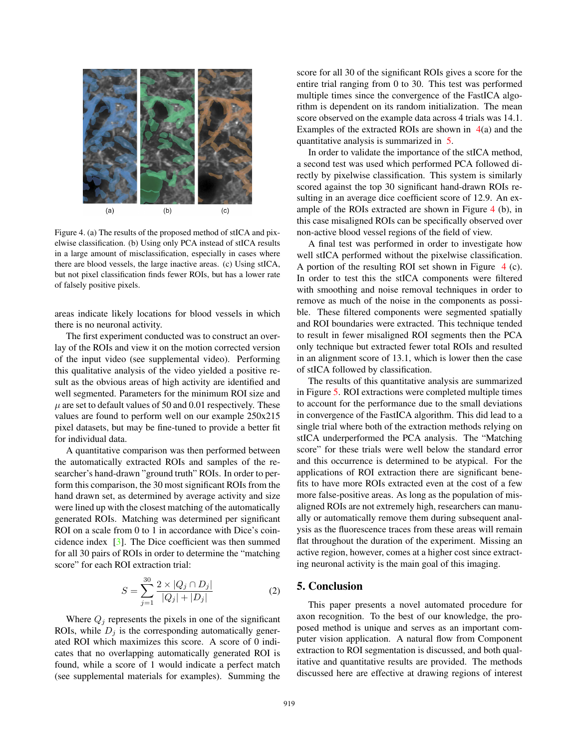(a) (b) (c)

Figure 4. (a) The results of the proposed method of stICA and pixelwise classification. (b) Using only PCA instead of stICA results in a large amount of misclassification, especially in cases where there are blood vessels, the large inactive areas. (c) Using stICA, but not pixel classification finds fewer ROIs, but has a lower rate of falsely positive pixels.

areas indicate likely locations for blood vessels in which there is no neuronal activity.

The first experiment conducted was to construct an overlay of the ROIs and view it on the motion corrected version of the input video (see supplemental video). Performing this qualitative analysis of the video yielded a positive result as the obvious areas of high activity are identified and well segmented. Parameters for the minimum ROI size and $\mu$ are set to default values of 50 and 0.01 respectively. These values are found to perform well on our example 250x215 pixel datasets, but may be fine-tuned to provide a better fit for individual data.

A quantitative comparison was then performed between the automatically extracted ROIs and samples of the researcher's hand-drawn "ground truth" ROIs. In order to perform this comparison, the 30 most significant ROIs from the hand drawn set, as determined by average activity and size were lined up with the closest matching of the automatically generated ROIs. Matching was determined per significant ROI on a scale from 0 to 1 in accordance with Dice's coincidence index [3]. The Dice coefficient was then summed for all 30 pairs of ROIs in order to determine the "matching score" for each ROI extraction trial:

$$S = \sum_{j=1}^{30} \frac{2 \times |Q_j \cap D_j|}{|Q_j| + |D_j|} \tag{2}$$

Where $Q_j$ represents the pixels in one of the significant ROIs, while $D_j$ is the corresponding automatically generated ROI which maximizes this score. A score of 0 indicates that no overlapping automatically generated ROI is found, while a score of 1 would indicate a perfect match (see supplemental materials for examples). Summing the score for all 30 of the significant ROIs gives a score for the entire trial ranging from 0 to 30. This test was performed multiple times since the convergence of the FastICA algorithm is dependent on its random initialization. The mean score observed on the example data across 4 trials was 14.1. Examples of the extracted ROIs are shown in 4(a) and the quantitative analysis is summarized in 5.

In order to validate the importance of the stICA method, a second test was used which performed PCA followed directly by pixelwise classification. This system is similarly scored against the top 30 significant hand-drawn ROIs resulting in an average dice coefficient score of 12.9. An example of the ROIs extracted are shown in Figure 4 (b), in this case misaligned ROIs can be specifically observed over non-active blood vessel regions of the field of view.

A final test was performed in order to investigate how well stICA performed without the pixelwise classification. A portion of the resulting ROI set shown in Figure 4 (c). In order to test this the stICA components were filtered with smoothing and noise removal techniques in order to remove as much of the noise in the components as possible. These filtered components were segmented spatially and ROI boundaries were extracted. This technique tended to result in fewer misaligned ROI segments then the PCA only technique but extracted fewer total ROIs and resulted in an alignment score of 13.1, which is lower then the case of stICA followed by classification.

The results of this quantitative analysis are summarized in Figure 5. ROI extractions were completed multiple times to account for the performance due to the small deviations in convergence of the FastICA algorithm. This did lead to a single trial where both of the extraction methods relying on stICA underperformed the PCA analysis. The "Matching score" for these trials were well below the standard error and this occurrence is determined to be atypical. For the applications of ROI extraction there are significant benefits to have more ROIs extracted even at the cost of a few more false-positive areas. As long as the population of misaligned ROIs are not extremely high, researchers can manually or automatically remove them during subsequent analysis as the fluorescence traces from these areas will remain flat throughout the duration of the experiment. Missing an active region, however, comes at a higher cost since extracting neuronal activity is the main goal of this imaging.

## 5. Conclusion

This paper presents a novel automated procedure for axon recognition. To the best of our knowledge, the proposed method is unique and serves as an important computer vision application. A natural flow from Component extraction to ROI segmentation is discussed, and both qualitative and quantitative results are provided. The methods discussed here are effective at drawing regions of interest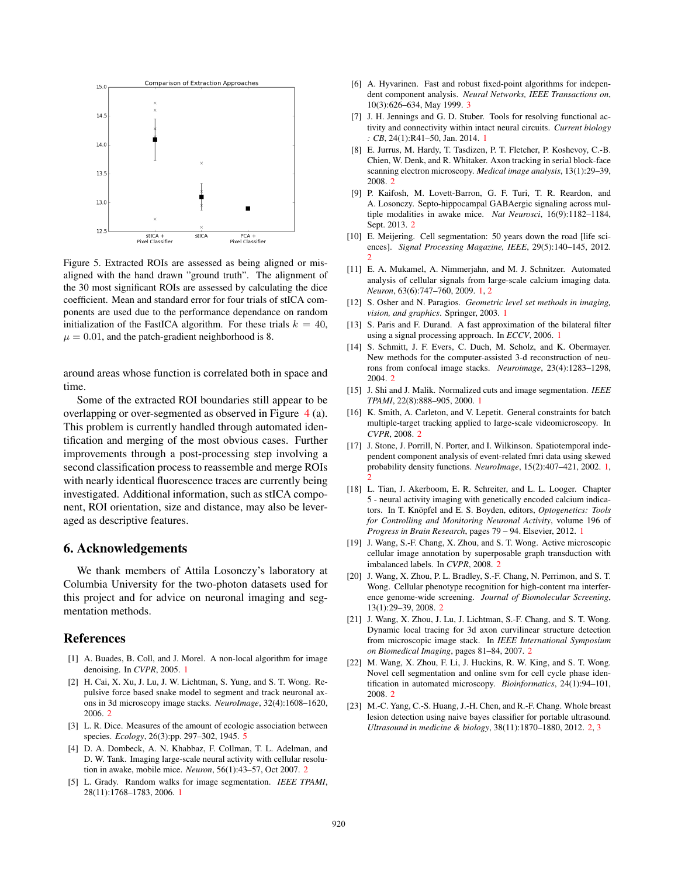Comparison of Extraction Approaches

15.0
14.5
14.0
13.5
13.0
12.5

stICA + Pixel Classifier
stICA
PCA + Pixel Classifier

Figure 5. Extracted ROIs are assessed as being aligned or misaligned with the hand drawn "ground truth". The alignment of the 30 most significant ROIs are assessed by calculating the dice coefficient. Mean and standard error for four trials of stICA components are used due to the performance dependance on random initialization of the FastICA algorithm. For these trials $k = 40$, $\mu = 0.01$, and the patch-gradient neighborhood is 8.

around areas whose function is correlated both in space and time.

Some of the extracted ROI boundaries still appear to be overlapping or over-segmented as observed in Figure 4 (a). This problem is currently handled through automated identification and merging of the most obvious cases. Further improvements through a post-processing step involving a second classification process to reassemble and merge ROIs with nearly identical fluorescence traces are currently being investigated. Additional information, such as stICA component, ROI orientation, size and distance, may also be leveraged as descriptive features.

## 6. Acknowledgements

We thank members of Attila Losonczy's laboratory at Columbia University for the two-photon datasets used for this project and for advice on neuronal imaging and segmentation methods.

## References

[1] A. Buades, B. Coll, and J. Morel. A non-local algorithm for image denoising. In *CVPR*, 2005. 1

[2] H. Cai, X. Xu, J. Lu, J. W. Lichtman, S. Yung, and S. T. Wong. Repulsive force based snake model to segment and track neuronal axons in 3d microscopy image stacks. *NeuroImage*, 32(4):1608–1620, 2006. 2

[3] L. R. Dice. Measures of the amount of ecologic association between species. *Ecology*, 26(3):pp. 297–302, 1945. 5

[4] D. A. Dombeck, A. N. Khabbaz, F. Collman, T. L. Adelman, and D. W. Tank. Imaging large-scale neural activity with cellular resolution in awake, mobile mice. *Neuron*, 56(1):43–57, Oct 2007. 2

[5] L. Grady. Random walks for image segmentation. *IEEE TPAMI*, 28(11):1768–1783, 2006. 1

[6] A. Hyvarinen. Fast and robust fixed-point algorithms for independent component analysis. *Neural Networks, IEEE Transactions on*, 10(3):626–634, May 1999. 3

[7] J. H. Jennings and G. D. Stuber. Tools for resolving functional activity and connectivity within intact neural circuits. *Current biology : CB*, 24(1):R41–50, Jan. 2014. 1

[8] E. Jurrus, M. Hardy, T. Tasdizen, P. T. Fletcher, P. Koshevoy, C.-B. Chien, W. Denk, and R. Whitaker. Axon tracking in serial block-face scanning electron microscopy. *Medical image analysis*, 13(1):29–39, 2008. 2

[9] P. Kaifosh, M. Lovett-Barron, G. F. Turi, T. R. Reardon, and A. Losonczy. Septo-hippocampal GABAergic signaling across multiple modalities in awake mice. *Nat Neurosci*, 16(9):1182–1184, Sept. 2013. 2

[10] E. Meijering. Cell segmentation: 50 years down the road [life sciences]. *Signal Processing Magazine, IEEE*, 29(5):140–145, 2012. 2

[11] E. A. Mukamel, A. Nimmerjahn, and M. J. Schnitzer. Automated analysis of cellular signals from large-scale calcium imaging data. *Neuron*, 63(6):747–760, 2009. 1, 2

[12] S. Osher and N. Paragios. *Geometric level set methods in imaging, vision, and graphics*. Springer, 2003. 1

[13] S. Paris and F. Durand. A fast approximation of the bilateral filter using a signal processing approach. In *ECCV*, 2006. 1

[14] S. Schmitt, J. F. Evers, C. Duch, M. Scholz, and K. Obermayer. New methods for the computer-assisted 3-d reconstruction of neurons from confocal image stacks. *Neuroimage*, 23(4):1283–1298, 2004. 2

[15] J. Shi and J. Malik. Normalized cuts and image segmentation. *IEEE TPAMI*, 22(8):888–905, 2000. 1

[16] K. Smith, A. Carleton, and V. Lepetit. General constraints for batch multiple-target tracking applied to large-scale videomicroscopy. In *CVPR*, 2008. 2

[17] J. Stone, J. Porrill, N. Porter, and I. Wilkinson. Spatiotemporal independent component analysis of event-related fmri data using skewed probability density functions. *NeuroImage*, 15(2):407–421, 2002. 1, 2

[18] L. Tian, J. Akerboom, E. R. Schreiter, and L. L. Looger. Chapter 5 - neural activity imaging with genetically encoded calcium indicators. In T. Knöpfel and E. S. Boyden, editors, *Optogenetics: Tools for Controlling and Monitoring Neuronal Activity*, volume 196 of *Progress in Brain Research*, pages 79 – 94. Elsevier, 2012. 1

[19] J. Wang, S.-F. Chang, X. Zhou, and S. T. Wong. Active microscopic cellular image annotation by superposable graph transduction with imbalanced labels. In *CVPR*, 2008. 2

[20] J. Wang, X. Zhou, P. L. Bradley, S.-F. Chang, N. Perrimon, and S. T. Wong. Cellular phenotype recognition for high-content rna interference genome-wide screening. *Journal of Biomolecular Screening*, 13(1):29–39, 2008. 2

[21] J. Wang, X. Zhou, J. Lu, J. Lichtman, S.-F. Chang, and S. T. Wong. Dynamic local tracing for 3d axon curvilinear structure detection from microscopic image stack. In *IEEE International Symposium on Biomedical Imaging*, pages 81–84, 2007. 2

[22] M. Wang, X. Zhou, F. Li, J. Huckins, R. W. King, and S. T. Wong. Novel cell segmentation and online svm for cell cycle phase identification in automated microscopy. *Bioinformatics*, 24(1):94–101, 2008. 2

[23] M.-C. Yang, C.-S. Huang, J.-H. Chen, and R.-F. Chang. Whole breast lesion detection using naive bayes classifier for portable ultrasound. *Ultrasound in medicine & biology*, 38(11):1870–1880, 2012. 2, 3